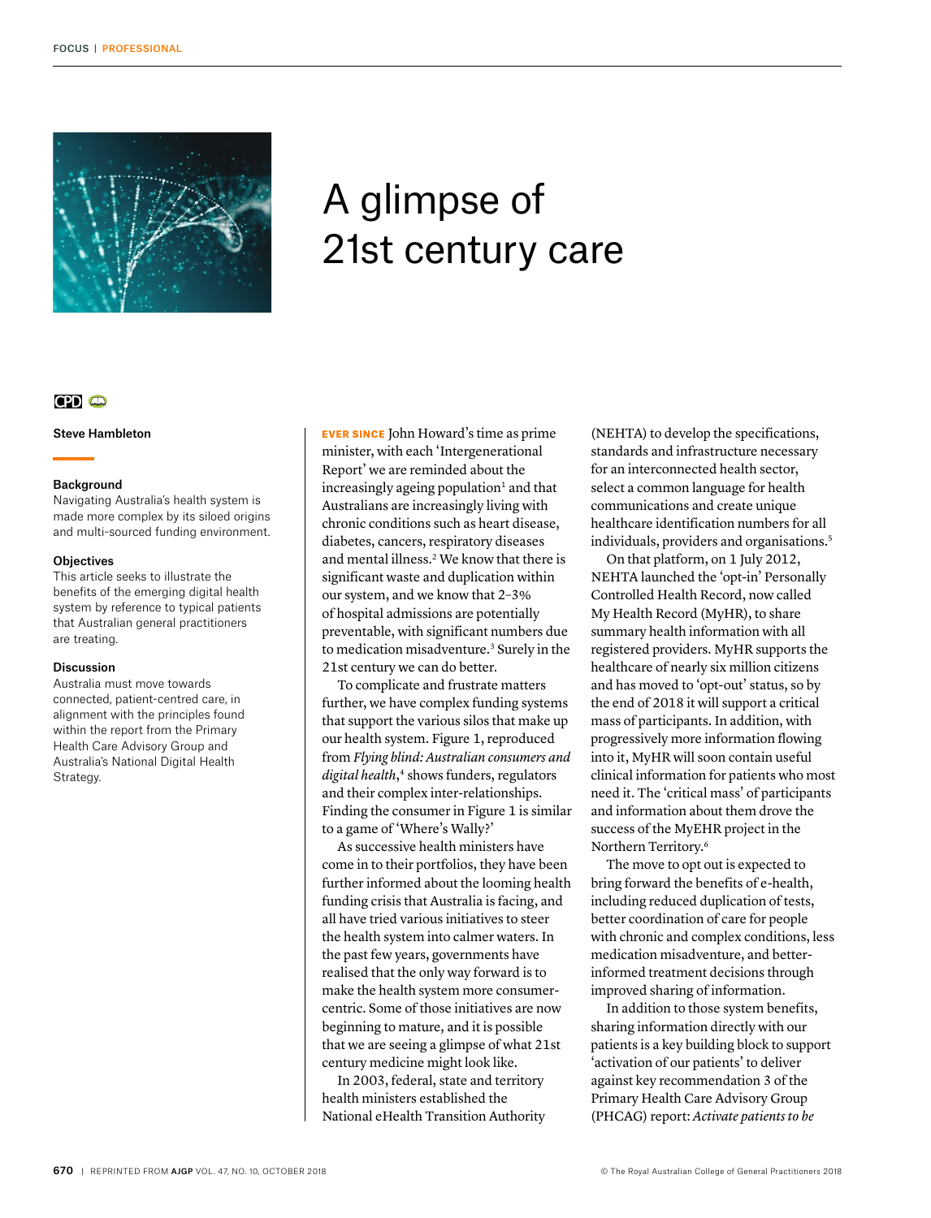# A glimpse of 21st century care

CPD

**Steve Hambleton**

### Background

Navigating Australia's health system is made more complex by its siloed origins and multi-sourced funding environment.

### Objectives

This article seeks to illustrate the benefits of the emerging digital health system by reference to typical patients that Australian general practitioners are treating.

### Discussion

Australia must move towards connected, patient-centred care, in alignment with the principles found within the report from the Primary Health Care Advisory Group and Australia's National Digital Health Strategy.

**EVER SINCE** John Howard's time as prime minister, with each 'Intergenerational Report' we are reminded about the increasingly ageing population[1] and that Australians are increasingly living with chronic conditions such as heart disease, diabetes, cancers, respiratory diseases and mental illness.[2] We know that there is significant waste and duplication within our system, and we know that 2–3% of hospital admissions are potentially preventable, with significant numbers due to medication misadventure.[3] Surely in the 21st century we can do better.

To complicate and frustrate matters further, we have complex funding systems that support the various silos that make up our health system. Figure 1, reproduced from *Flying blind: Australian consumers and digital health*,[4] shows funders, regulators and their complex inter-relationships. Finding the consumer in Figure 1 is similar to a game of 'Where's Wally?'

As successive health ministers have come in to their portfolios, they have been further informed about the looming health funding crisis that Australia is facing, and all have tried various initiatives to steer the health system into calmer waters. In the past few years, governments have realised that the only way forward is to make the health system more consumer-centric. Some of those initiatives are now beginning to mature, and it is possible that we are seeing a glimpse of what 21st century medicine might look like.

In 2003, federal, state and territory health ministers established the National eHealth Transition Authority (NEHTA) to develop the specifications, standards and infrastructure necessary for an interconnected health sector, select a common language for health communications and create unique healthcare identification numbers for all individuals, providers and organisations.[5]

On that platform, on 1 July 2012, NEHTA launched the 'opt-in' Personally Controlled Health Record, now called My Health Record (MyHR), to share summary health information with all registered providers. MyHR supports the healthcare of nearly six million citizens and has moved to 'opt-out' status, so by the end of 2018 it will support a critical mass of participants. In addition, with progressively more information flowing into it, MyHR will soon contain useful clinical information for patients who most need it. The 'critical mass' of participants and information about them drove the success of the MyEHR project in the Northern Territory.[6]

The move to opt out is expected to bring forward the benefits of e-health, including reduced duplication of tests, better coordination of care for people with chronic and complex conditions, less medication misadventure, and better-informed treatment decisions through improved sharing of information.

In addition to those system benefits, sharing information directly with our patients is a key building block to support 'activation of our patients' to deliver against key recommendation 3 of the Primary Health Care Advisory Group (PHCAG) report: *Activate patients to be*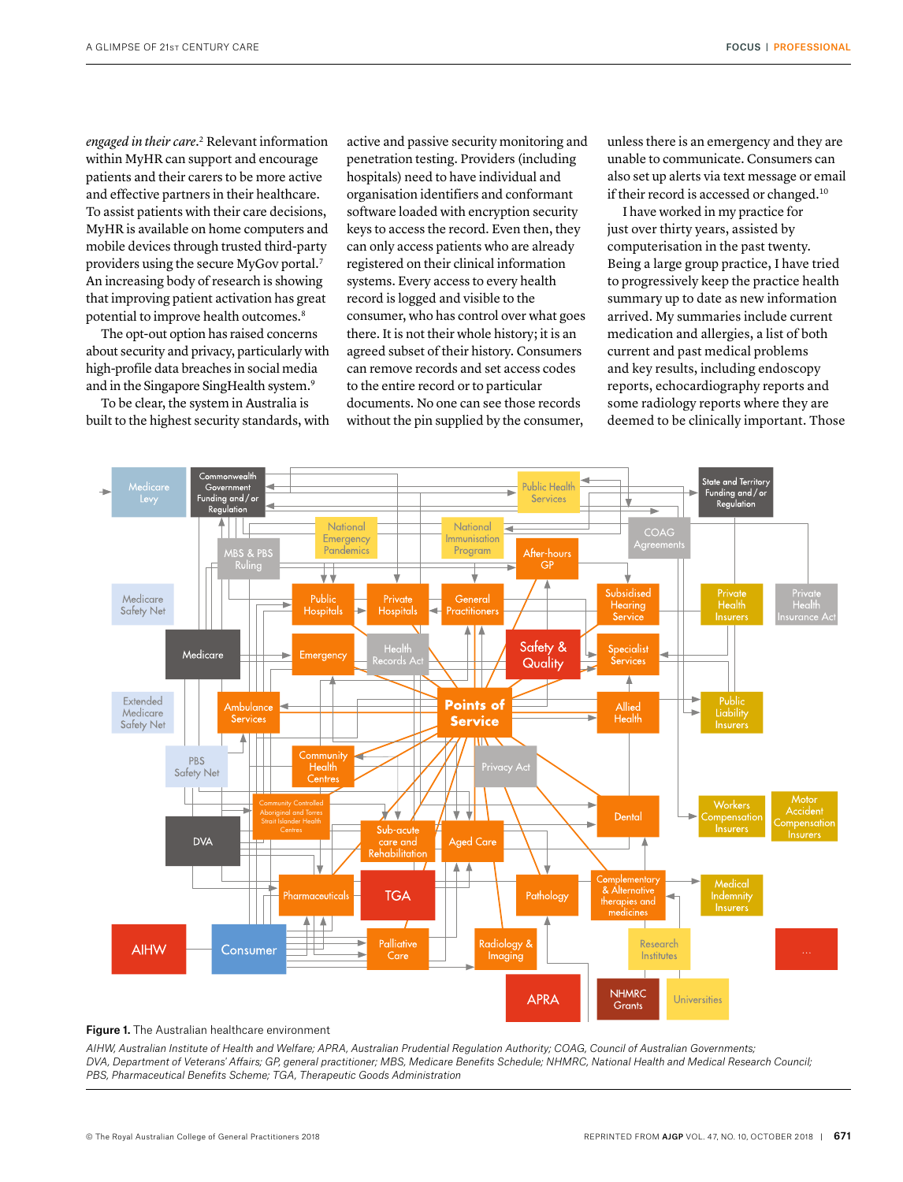*engaged in their care*.[2] Relevant information within MyHR can support and encourage patients and their carers to be more active and effective partners in their healthcare. To assist patients with their care decisions, MyHR is available on home computers and mobile devices through trusted third-party providers using the secure MyGov portal.[7] An increasing body of research is showing that improving patient activation has great potential to improve health outcomes.[8]

The opt-out option has raised concerns about security and privacy, particularly with high-profile data breaches in social media and in the Singapore SingHealth system.[9]

To be clear, the system in Australia is built to the highest security standards, with active and passive security monitoring and penetration testing. Providers (including hospitals) need to have individual and organisation identifiers and conformant software loaded with encryption security keys to access the record. Even then, they can only access patients who are already registered on their clinical information systems. Every access to every health record is logged and visible to the consumer, who has control over what goes there. It is not their whole history; it is an agreed subset of their history. Consumers can remove records and set access codes to the entire record or to particular documents. No one can see those records without the pin supplied by the consumer, unless there is an emergency and they are unable to communicate. Consumers can also set up alerts via text message or email if their record is accessed or changed.[10]

I have worked in my practice for just over thirty years, assisted by computerisation in the past twenty. Being a large group practice, I have tried to progressively keep the practice health summary up to date as new information arrived. My summaries include current medication and allergies, a list of both current and past medical problems and key results, including endoscopy reports, echocardiography reports and some radiology reports where they are deemed to be clinically important. Those

**Figure 1.** The Australian healthcare environment

*AIHW, Australian Institute of Health and Welfare; APRA, Australian Prudential Regulation Authority; COAG, Council of Australian Governments; DVA, Department of Veterans' Affairs; GP, general practitioner; MBS, Medicare Benefits Schedule; NHMRC, National Health and Medical Research Council; PBS, Pharmaceutical Benefits Scheme; TGA, Therapeutic Goods Administration*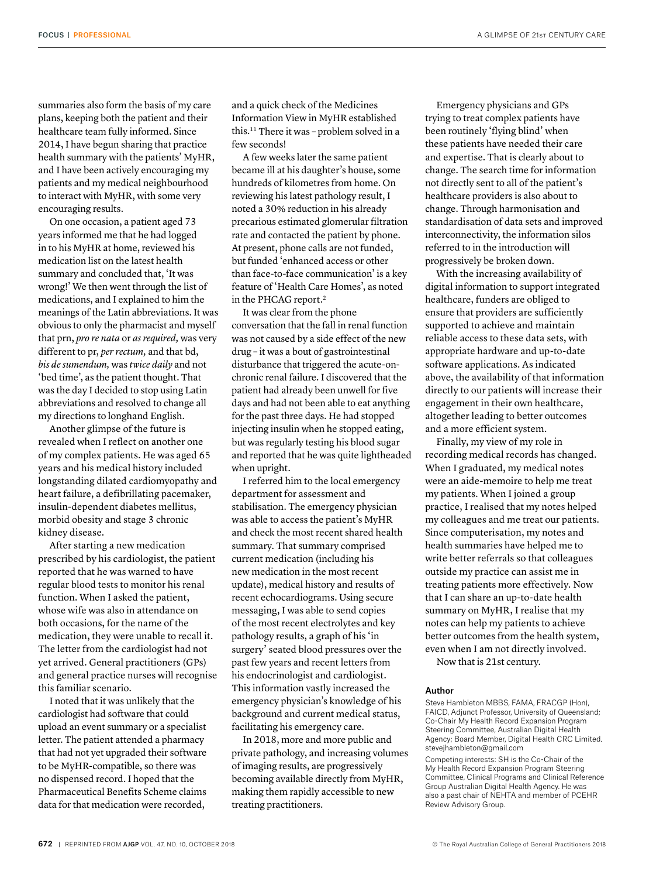summaries also form the basis of my care plans, keeping both the patient and their healthcare team fully informed. Since 2014, I have begun sharing that practice health summary with the patients' MyHR, and I have been actively encouraging my patients and my medical neighbourhood to interact with MyHR, with some very encouraging results.

On one occasion, a patient aged 73 years informed me that he had logged in to his MyHR at home, reviewed his medication list on the latest health summary and concluded that, 'It was wrong!' We then went through the list of medications, and I explained to him the meanings of the Latin abbreviations. It was obvious to only the pharmacist and myself that prn, *pro re nata* or *as required,* was very different to pr, *per rectum,* and that bd, *bis de sumendum,* was *twice daily* and not 'bed time', as the patient thought. That was the day I decided to stop using Latin abbreviations and resolved to change all my directions to longhand English.

Another glimpse of the future is revealed when I reflect on another one of my complex patients. He was aged 65 years and his medical history included longstanding dilated cardiomyopathy and heart failure, a defibrillating pacemaker, insulin-dependent diabetes mellitus, morbid obesity and stage 3 chronic kidney disease.

After starting a new medication prescribed by his cardiologist, the patient reported that he was warned to have regular blood tests to monitor his renal function. When I asked the patient, whose wife was also in attendance on both occasions, for the name of the medication, they were unable to recall it. The letter from the cardiologist had not yet arrived. General practitioners (GPs) and general practice nurses will recognise this familiar scenario.

I noted that it was unlikely that the cardiologist had software that could upload an event summary or a specialist letter. The patient attended a pharmacy that had not yet upgraded their software to be MyHR-compatible, so there was no dispensed record. I hoped that the Pharmaceutical Benefits Scheme claims data for that medication were recorded, and a quick check of the Medicines Information View in MyHR established this.[11] There it was – problem solved in a few seconds!

A few weeks later the same patient became ill at his daughter's house, some hundreds of kilometres from home. On reviewing his latest pathology result, I noted a 30% reduction in his already precarious estimated glomerular filtration rate and contacted the patient by phone. At present, phone calls are not funded, but funded 'enhanced access or other than face-to-face communication' is a key feature of 'Health Care Homes', as noted in the PHCAG report.[2]

It was clear from the phone conversation that the fall in renal function was not caused by a side effect of the new drug – it was a bout of gastrointestinal disturbance that triggered the acute-on-chronic renal failure. I discovered that the patient had already been unwell for five days and had not been able to eat anything for the past three days. He had stopped injecting insulin when he stopped eating, but was regularly testing his blood sugar and reported that he was quite lightheaded when upright.

I referred him to the local emergency department for assessment and stabilisation. The emergency physician was able to access the patient's MyHR and check the most recent shared health summary. That summary comprised current medication (including his new medication in the most recent update), medical history and results of recent echocardiograms. Using secure messaging, I was able to send copies of the most recent electrolytes and key pathology results, a graph of his 'in surgery' seated blood pressures over the past few years and recent letters from his endocrinologist and cardiologist. This information vastly increased the emergency physician's knowledge of his background and current medical status, facilitating his emergency care.

In 2018, more and more public and private pathology, and increasing volumes of imaging results, are progressively becoming available directly from MyHR, making them rapidly accessible to new treating practitioners.

Emergency physicians and GPs trying to treat complex patients have been routinely 'flying blind' when these patients have needed their care and expertise. That is clearly about to change. The search time for information not directly sent to all of the patient's healthcare providers is also about to change. Through harmonisation and standardisation of data sets and improved interconnectivity, the information silos referred to in the introduction will progressively be broken down.

With the increasing availability of digital information to support integrated healthcare, funders are obliged to ensure that providers are sufficiently supported to achieve and maintain reliable access to these data sets, with appropriate hardware and up-to-date software applications. As indicated above, the availability of that information directly to our patients will increase their engagement in their own healthcare, altogether leading to better outcomes and a more efficient system.

Finally, my view of my role in recording medical records has changed. When I graduated, my medical notes were an aide-memoire to help me treat my patients. When I joined a group practice, I realised that my notes helped my colleagues and me treat our patients. Since computerisation, my notes and health summaries have helped me to write better referrals so that colleagues outside my practice can assist me in treating patients more effectively. Now that I can share an up-to-date health summary on MyHR, I realise that my notes can help my patients to achieve better outcomes from the health system, even when I am not directly involved.

Now that is 21st century.

#### Author

Steve Hambleton MBBS, FAMA, FRACGP (Hon), FAICD, Adjunct Professor, University of Queensland; Co-Chair My Health Record Expansion Program Steering Committee, Australian Digital Health Agency; Board Member, Digital Health CRC Limited. stevejhambleton@gmail.com

Competing interests: SH is the Co-Chair of the My Health Record Expansion Program Steering Committee, Clinical Programs and Clinical Reference Group Australian Digital Health Agency. He was also a past chair of NEHTA and member of PCEHR Review Advisory Group.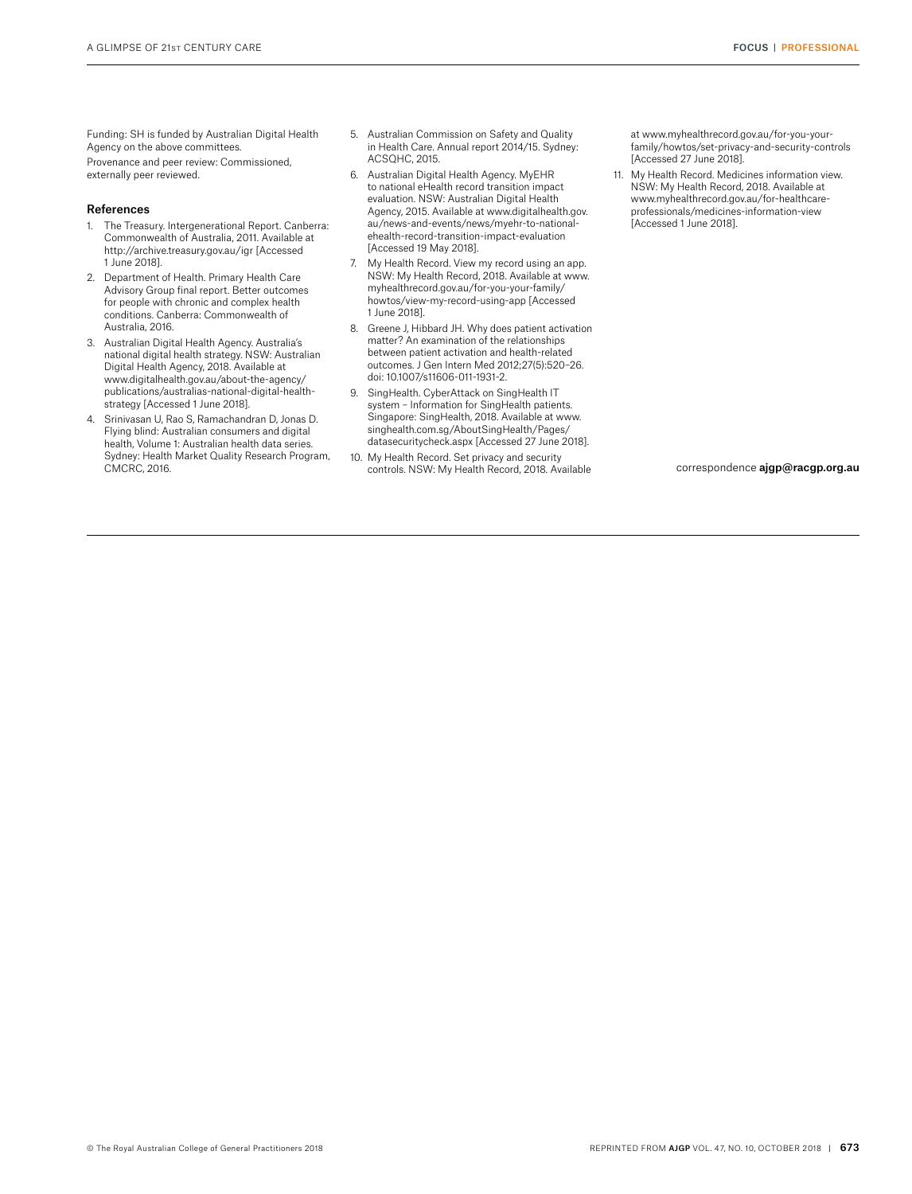Funding: SH is funded by Australian Digital Health Agency on the above committees.

Provenance and peer review: Commissioned, externally peer reviewed.

### References

1. The Treasury. Intergenerational Report. Canberra: Commonwealth of Australia, 2011. Available at http://archive.treasury.gov.au/igr [Accessed 1 June 2018].
2. Department of Health. Primary Health Care Advisory Group final report. Better outcomes for people with chronic and complex health conditions. Canberra: Commonwealth of Australia, 2016.
3. Australian Digital Health Agency. Australia's national digital health strategy. NSW: Australian Digital Health Agency, 2018. Available at www.digitalhealth.gov.au/about-the-agency/publications/australias-national-digital-health-strategy [Accessed 1 June 2018].
4. Srinivasan U, Rao S, Ramachandran D, Jonas D. Flying blind: Australian consumers and digital health, Volume 1: Australian health data series. Sydney: Health Market Quality Research Program, CMCRC, 2016.
5. Australian Commission on Safety and Quality in Health Care. Annual report 2014/15. Sydney: ACSQHC, 2015.
6. Australian Digital Health Agency. MyEHR to national eHealth record transition impact evaluation. NSW: Australian Digital Health Agency, 2015. Available at www.digitalhealth.gov.au/news-and-events/news/myehr-to-national-ehealth-record-transition-impact-evaluation [Accessed 19 May 2018].
7. My Health Record. View my record using an app. NSW: My Health Record, 2018. Available at www.myhealthrecord.gov.au/for-you-your-family/howtos/view-my-record-using-app [Accessed 1 June 2018].
8. Greene J, Hibbard JH. Why does patient activation matter? An examination of the relationships between patient activation and health-related outcomes. J Gen Intern Med 2012;27(5):520–26. doi: 10.1007/s11606-011-1931-2.
9. SingHealth. CyberAttack on SingHealth IT system – Information for SingHealth patients. Singapore: SingHealth, 2018. Available at www.singhealth.com.sg/AboutSingHealth/Pages/datasecuritycheck.aspx [Accessed 27 June 2018].
10. My Health Record. Set privacy and security controls. NSW: My Health Record, 2018. Available at www.myhealthrecord.gov.au/for-you-your-family/howtos/set-privacy-and-security-controls [Accessed 27 June 2018].
11. My Health Record. Medicines information view. NSW: My Health Record, 2018. Available at www.myhealthrecord.gov.au/for-healthcare-professionals/medicines-information-view [Accessed 1 June 2018].

correspondence **ajgp@racgp.org.au**